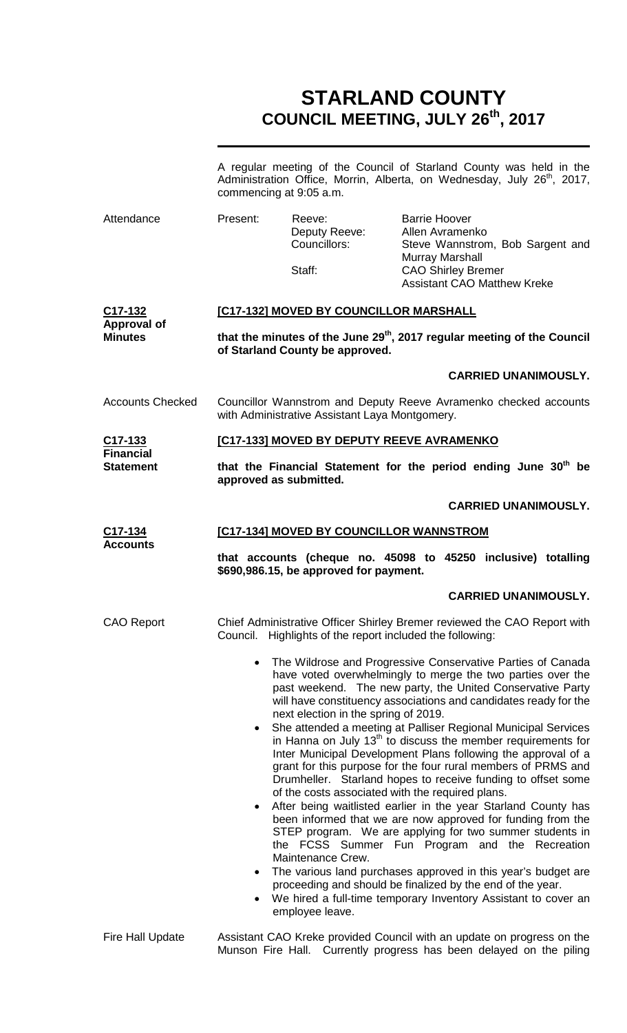# STARLAND COUNTY
## COUNCIL MEETING, JULY 26th, 2017

A regular meeting of the Council of Starland County was held in the Administration Office, Morrin, Alberta, on Wednesday, July 26th, 2017, commencing at 9:05 a.m.

| Attendance | Present: | Reeve: | Barrie Hoover |
|---|---|---|---|
| | | Deputy Reeve: | Allen Avramenko |
| | | Councillors: | Steve Wannstrom, Bob Sargent and Murray Marshall |
| | | Staff: | CAO Shirley Bremer |
| | | | Assistant CAO Matthew Kreke |

**C17-132**
**Approval of Minutes**

**[C17-132] MOVED BY COUNCILLOR MARSHALL**

**that the minutes of the June 29th, 2017 regular meeting of the Council of Starland County be approved.**

**CARRIED UNANIMOUSLY.**

Accounts Checked

Councillor Wannstrom and Deputy Reeve Avramenko checked accounts with Administrative Assistant Laya Montgomery.

**C17-133**
**Financial Statement**

**[C17-133] MOVED BY DEPUTY REEVE AVRAMENKO**

**that the Financial Statement for the period ending June 30th be approved as submitted.**

**CARRIED UNANIMOUSLY.**

**C17-134**
**Accounts**

**[C17-134] MOVED BY COUNCILLOR WANNSTROM**

**that accounts (cheque no. 45098 to 45250 inclusive) totalling $690,986.15, be approved for payment.**

**CARRIED UNANIMOUSLY.**

CAO Report

Chief Administrative Officer Shirley Bremer reviewed the CAO Report with Council. Highlights of the report included the following:

- The Wildrose and Progressive Conservative Parties of Canada have voted overwhelmingly to merge the two parties over the past weekend. The new party, the United Conservative Party will have constituency associations and candidates ready for the next election in the spring of 2019.
- She attended a meeting at Palliser Regional Municipal Services in Hanna on July 13th to discuss the member requirements for Inter Municipal Development Plans following the approval of a grant for this purpose for the four rural members of PRMS and Drumheller. Starland hopes to receive funding to offset some of the costs associated with the required plans.
- After being waitlisted earlier in the year Starland County has been informed that we are now approved for funding from the STEP program. We are applying for two summer students in the FCSS Summer Fun Program and the Recreation Maintenance Crew.
- The various land purchases approved in this year's budget are proceeding and should be finalized by the end of the year.
- We hired a full-time temporary Inventory Assistant to cover an employee leave.

Fire Hall Update

Assistant CAO Kreke provided Council with an update on progress on the Munson Fire Hall. Currently progress has been delayed on the piling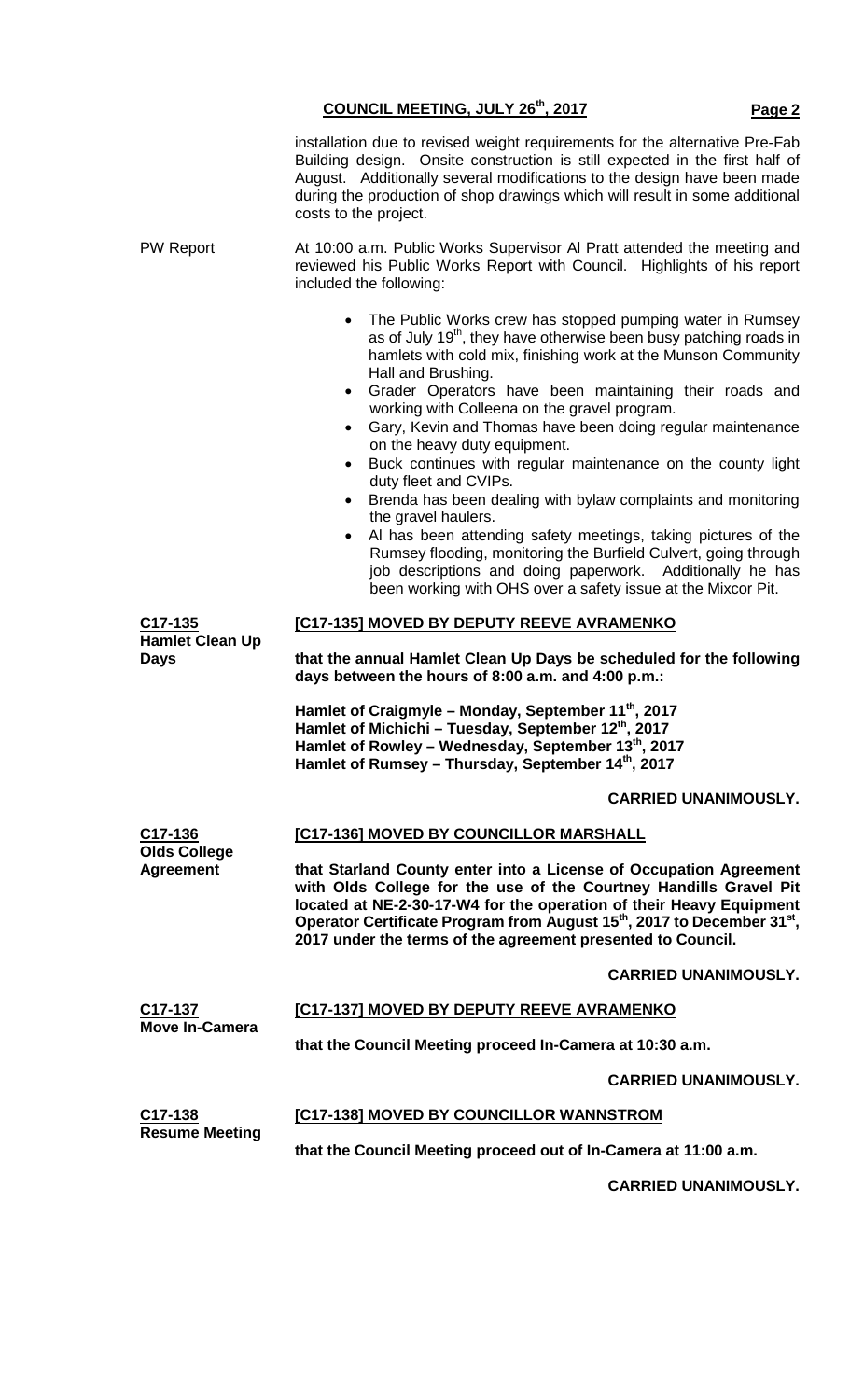installation due to revised weight requirements for the alternative Pre-Fab Building design. Onsite construction is still expected in the first half of August. Additionally several modifications to the design have been made during the production of shop drawings which will result in some additional costs to the project.

PW Report

At 10:00 a.m. Public Works Supervisor Al Pratt attended the meeting and reviewed his Public Works Report with Council. Highlights of his report included the following:

- The Public Works crew has stopped pumping water in Rumsey as of July 19th, they have otherwise been busy patching roads in hamlets with cold mix, finishing work at the Munson Community Hall and Brushing.
- Grader Operators have been maintaining their roads and working with Colleena on the gravel program.
- Gary, Kevin and Thomas have been doing regular maintenance on the heavy duty equipment.
- Buck continues with regular maintenance on the county light duty fleet and CVIPs.
- Brenda has been dealing with bylaw complaints and monitoring the gravel haulers.
- Al has been attending safety meetings, taking pictures of the Rumsey flooding, monitoring the Burfield Culvert, going through job descriptions and doing paperwork. Additionally he has been working with OHS over a safety issue at the Mixcor Pit.

**C17-135**
**Hamlet Clean Up Days**

**[C17-135] MOVED BY DEPUTY REEVE AVRAMENKO**

**that the annual Hamlet Clean Up Days be scheduled for the following days between the hours of 8:00 a.m. and 4:00 p.m.:**

**Hamlet of Craigmyle – Monday, September 11th, 2017**
**Hamlet of Michichi – Tuesday, September 12th, 2017**
**Hamlet of Rowley – Wednesday, September 13th, 2017**
**Hamlet of Rumsey – Thursday, September 14th, 2017**

**CARRIED UNANIMOUSLY.**

**C17-136**
**Olds College Agreement**

**[C17-136] MOVED BY COUNCILLOR MARSHALL**

**that Starland County enter into a License of Occupation Agreement with Olds College for the use of the Courtney Handills Gravel Pit located at NE-2-30-17-W4 for the operation of their Heavy Equipment Operator Certificate Program from August 15th, 2017 to December 31st, 2017 under the terms of the agreement presented to Council.**

**CARRIED UNANIMOUSLY.**

**C17-137**
**Move In-Camera**

**[C17-137] MOVED BY DEPUTY REEVE AVRAMENKO**

**that the Council Meeting proceed In-Camera at 10:30 a.m.**

**CARRIED UNANIMOUSLY.**

**C17-138**
**Resume Meeting**

**[C17-138] MOVED BY COUNCILLOR WANNSTROM**

**that the Council Meeting proceed out of In-Camera at 11:00 a.m.**

**CARRIED UNANIMOUSLY.**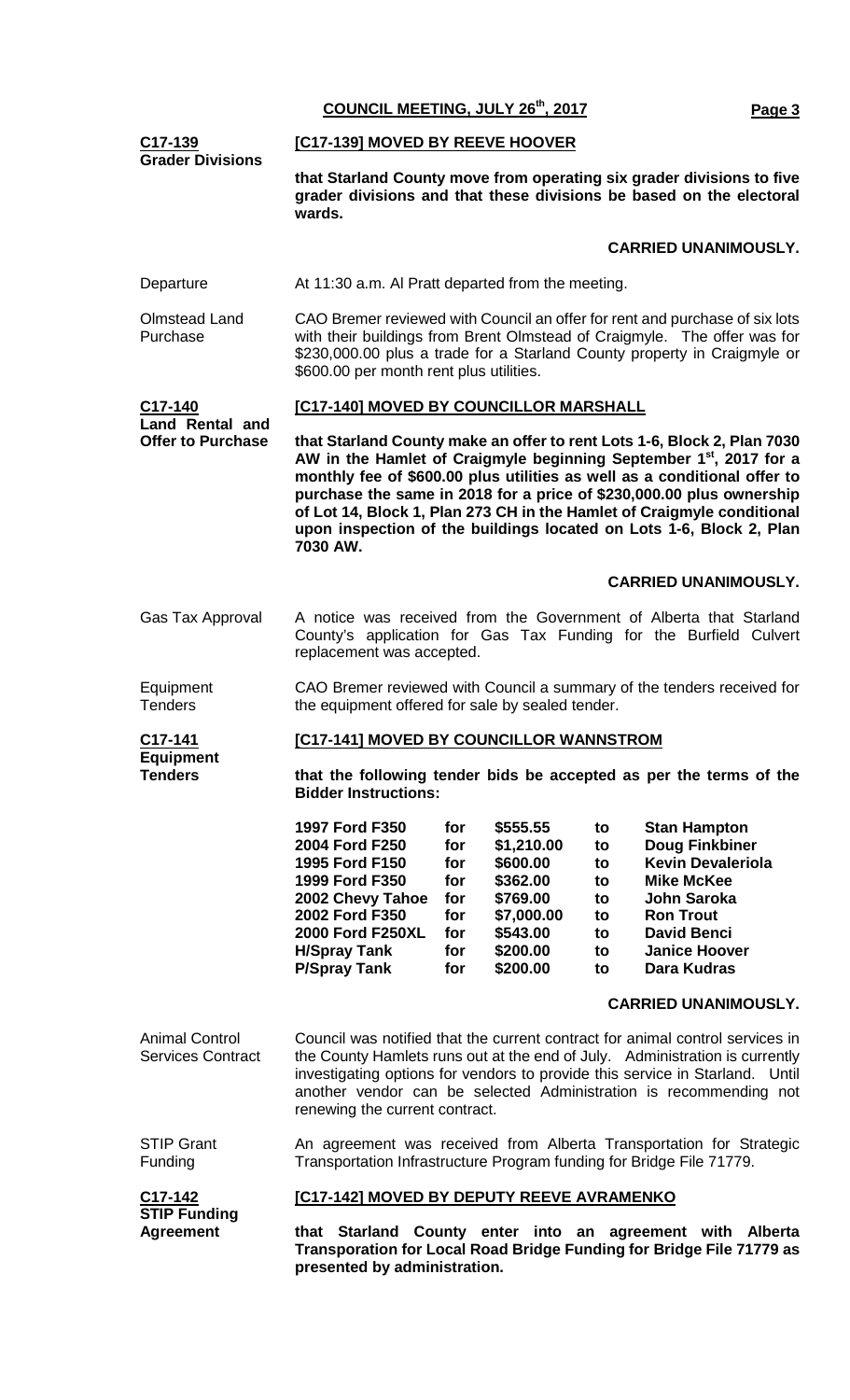**C17-139**
**Grader Divisions**

**[C17-139] MOVED BY REEVE HOOVER**

**that Starland County move from operating six grader divisions to five grader divisions and that these divisions be based on the electoral wards.**

**CARRIED UNANIMOUSLY.**

Departure

At 11:30 a.m. Al Pratt departed from the meeting.

Olmstead Land Purchase

CAO Bremer reviewed with Council an offer for rent and purchase of six lots with their buildings from Brent Olmstead of Craigmyle. The offer was for $230,000.00 plus a trade for a Starland County property in Craigmyle or $600.00 per month rent plus utilities.

**C17-140**
**Land Rental and Offer to Purchase**

**[C17-140] MOVED BY COUNCILLOR MARSHALL**

**that Starland County make an offer to rent Lots 1-6, Block 2, Plan 7030 AW in the Hamlet of Craigmyle beginning September 1st, 2017 for a monthly fee of $600.00 plus utilities as well as a conditional offer to purchase the same in 2018 for a price of $230,000.00 plus ownership of Lot 14, Block 1, Plan 273 CH in the Hamlet of Craigmyle conditional upon inspection of the buildings located on Lots 1-6, Block 2, Plan 7030 AW.**

**CARRIED UNANIMOUSLY.**

Gas Tax Approval

A notice was received from the Government of Alberta that Starland County's application for Gas Tax Funding for the Burfield Culvert replacement was accepted.

Equipment Tenders

CAO Bremer reviewed with Council a summary of the tenders received for the equipment offered for sale by sealed tender.

**C17-141**
**Equipment Tenders**

**[C17-141] MOVED BY COUNCILLOR WANNSTROM**

**that the following tender bids be accepted as per the terms of the Bidder Instructions:**

| | | | | |
|---|---|---|---|---|
| **1997 Ford F350** | **for** | **$555.55** | **to** | **Stan Hampton** |
| **2004 Ford F250** | **for** | **$1,210.00** | **to** | **Doug Finkbiner** |
| **1995 Ford F150** | **for** | **$600.00** | **to** | **Kevin Devaleriola** |
| **1999 Ford F350** | **for** | **$362.00** | **to** | **Mike McKee** |
| **2002 Chevy Tahoe** | **for** | **$769.00** | **to** | **John Saroka** |
| **2002 Ford F350** | **for** | **$7,000.00** | **to** | **Ron Trout** |
| **2000 Ford F250XL** | **for** | **$543.00** | **to** | **David Benci** |
| **H/Spray Tank** | **for** | **$200.00** | **to** | **Janice Hoover** |
| **P/Spray Tank** | **for** | **$200.00** | **to** | **Dara Kudras** |

**CARRIED UNANIMOUSLY.**

Animal Control Services Contract

Council was notified that the current contract for animal control services in the County Hamlets runs out at the end of July. Administration is currently investigating options for vendors to provide this service in Starland. Until another vendor can be selected Administration is recommending not renewing the current contract.

STIP Grant Funding

An agreement was received from Alberta Transportation for Strategic Transportation Infrastructure Program funding for Bridge File 71779.

**C17-142**
**STIP Funding Agreement**

**[C17-142] MOVED BY DEPUTY REEVE AVRAMENKO**

**that Starland County enter into an agreement with Alberta Transporation for Local Road Bridge Funding for Bridge File 71779 as presented by administration.**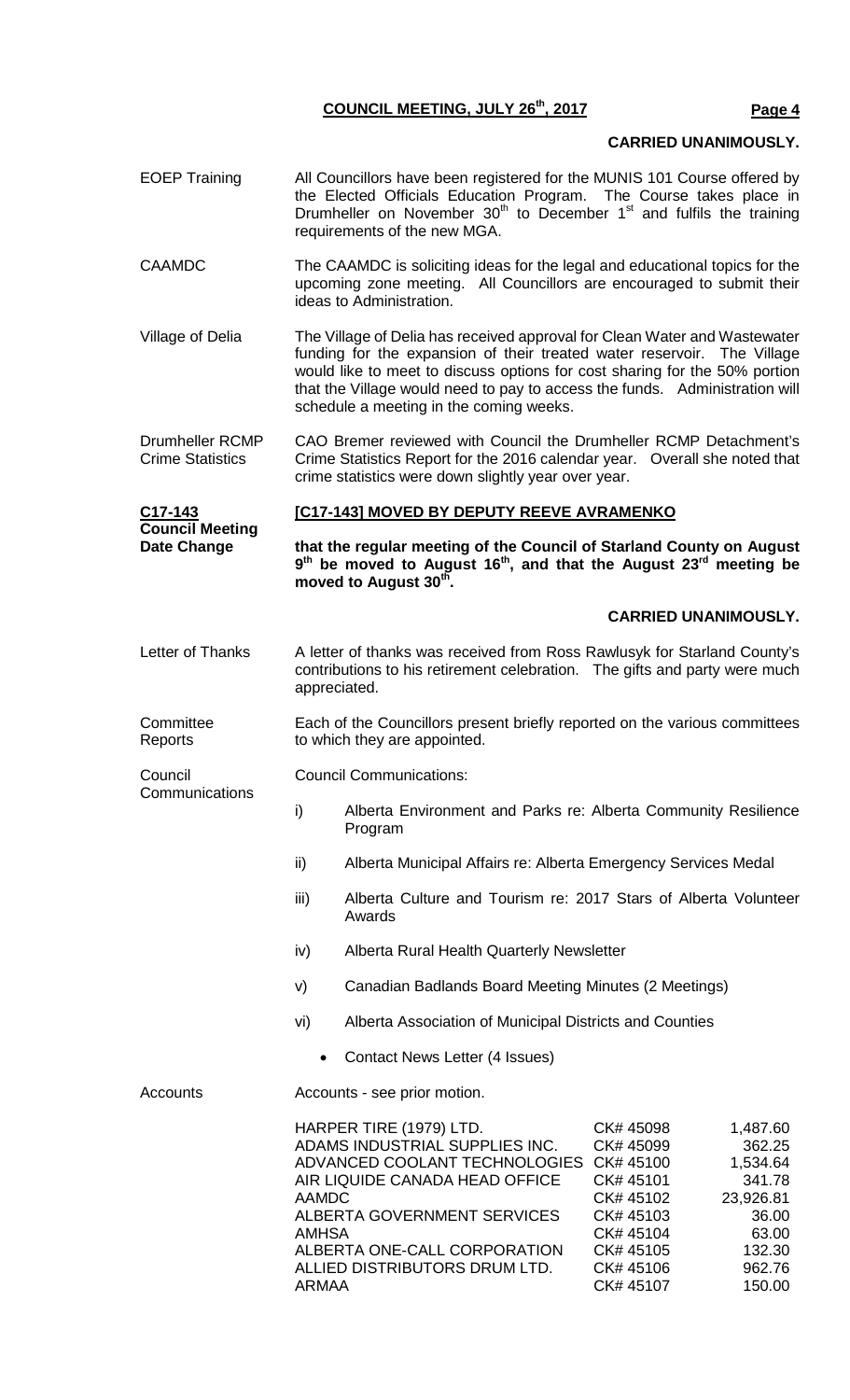**CARRIED UNANIMOUSLY.**

EOEP Training

All Councillors have been registered for the MUNIS 101 Course offered by the Elected Officials Education Program. The Course takes place in Drumheller on November 30th to December 1st and fulfils the training requirements of the new MGA.

CAAMDC

The CAAMDC is soliciting ideas for the legal and educational topics for the upcoming zone meeting. All Councillors are encouraged to submit their ideas to Administration.

Village of Delia

The Village of Delia has received approval for Clean Water and Wastewater funding for the expansion of their treated water reservoir. The Village would like to meet to discuss options for cost sharing for the 50% portion that the Village would need to pay to access the funds. Administration will schedule a meeting in the coming weeks.

Drumheller RCMP Crime Statistics

CAO Bremer reviewed with Council the Drumheller RCMP Detachment's Crime Statistics Report for the 2016 calendar year. Overall she noted that crime statistics were down slightly year over year.

**C17-143**
**Council Meeting Date Change**

**[C17-143] MOVED BY DEPUTY REEVE AVRAMENKO**

**that the regular meeting of the Council of Starland County on August 9th be moved to August 16th, and that the August 23rd meeting be moved to August 30th.**

**CARRIED UNANIMOUSLY.**

Letter of Thanks

A letter of thanks was received from Ross Rawlusyk for Starland County's contributions to his retirement celebration. The gifts and party were much appreciated.

Committee Reports

Each of the Councillors present briefly reported on the various committees to which they are appointed.

Council Communications

Council Communications:

i) Alberta Environment and Parks re: Alberta Community Resilience Program

ii) Alberta Municipal Affairs re: Alberta Emergency Services Medal

iii) Alberta Culture and Tourism re: 2017 Stars of Alberta Volunteer Awards

iv) Alberta Rural Health Quarterly Newsletter

v) Canadian Badlands Board Meeting Minutes (2 Meetings)

vi) Alberta Association of Municipal Districts and Counties

- Contact News Letter (4 Issues)

Accounts

Accounts - see prior motion.

| | | |
|---|---|---|
| HARPER TIRE (1979) LTD. | CK# 45098 | 1,487.60 |
| ADAMS INDUSTRIAL SUPPLIES INC. | CK# 45099 | 362.25 |
| ADVANCED COOLANT TECHNOLOGIES | CK# 45100 | 1,534.64 |
| AIR LIQUIDE CANADA HEAD OFFICE | CK# 45101 | 341.78 |
| AAMDC | CK# 45102 | 23,926.81 |
| ALBERTA GOVERNMENT SERVICES | CK# 45103 | 36.00 |
| AMHSA | CK# 45104 | 63.00 |
| ALBERTA ONE-CALL CORPORATION | CK# 45105 | 132.30 |
| ALLIED DISTRIBUTORS DRUM LTD. | CK# 45106 | 962.76 |
| ARMAA | CK# 45107 | 150.00 |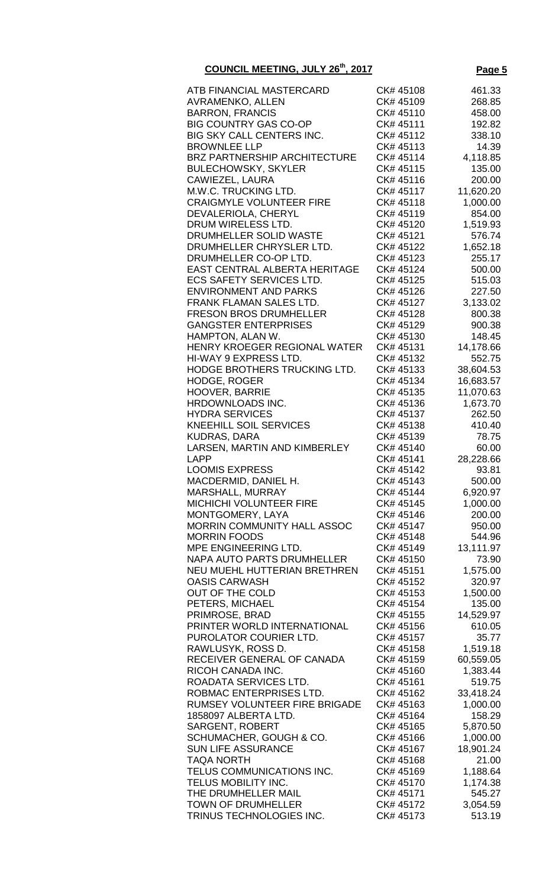**COUNCIL MEETING, JULY 26th, 2017**

| | | |
|---|---|---|
| ATB FINANCIAL MASTERCARD | CK# 45108 | 461.33 |
| AVRAMENKO, ALLEN | CK# 45109 | 268.85 |
| BARRON, FRANCIS | CK# 45110 | 458.00 |
| BIG COUNTRY GAS CO-OP | CK# 45111 | 192.82 |
| BIG SKY CALL CENTERS INC. | CK# 45112 | 338.10 |
| BROWNLEE LLP | CK# 45113 | 14.39 |
| BRZ PARTNERSHIP ARCHITECTURE | CK# 45114 | 4,118.85 |
| BULECHOWSKY, SKYLER | CK# 45115 | 135.00 |
| CAWIEZEL, LAURA | CK# 45116 | 200.00 |
| M.W.C. TRUCKING LTD. | CK# 45117 | 11,620.20 |
| CRAIGMYLE VOLUNTEER FIRE | CK# 45118 | 1,000.00 |
| DEVALERIOLA, CHERYL | CK# 45119 | 854.00 |
| DRUM WIRELESS LTD. | CK# 45120 | 1,519.93 |
| DRUMHELLER SOLID WASTE | CK# 45121 | 576.74 |
| DRUMHELLER CHRYSLER LTD. | CK# 45122 | 1,652.18 |
| DRUMHELLER CO-OP LTD. | CK# 45123 | 255.17 |
| EAST CENTRAL ALBERTA HERITAGE | CK# 45124 | 500.00 |
| ECS SAFETY SERVICES LTD. | CK# 45125 | 515.03 |
| ENVIRONMENT AND PARKS | CK# 45126 | 227.50 |
| FRANK FLAMAN SALES LTD. | CK# 45127 | 3,133.02 |
| FRESON BROS DRUMHELLER | CK# 45128 | 800.38 |
| GANGSTER ENTERPRISES | CK# 45129 | 900.38 |
| HAMPTON, ALAN W. | CK# 45130 | 148.45 |
| HENRY KROEGER REGIONAL WATER | CK# 45131 | 14,178.66 |
| HI-WAY 9 EXPRESS LTD. | CK# 45132 | 552.75 |
| HODGE BROTHERS TRUCKING LTD. | CK# 45133 | 38,604.53 |
| HODGE, ROGER | CK# 45134 | 16,683.57 |
| HOOVER, BARRIE | CK# 45135 | 11,070.63 |
| HRDOWNLOADS INC. | CK# 45136 | 1,673.70 |
| HYDRA SERVICES | CK# 45137 | 262.50 |
| KNEEHILL SOIL SERVICES | CK# 45138 | 410.40 |
| KUDRAS, DARA | CK# 45139 | 78.75 |
| LARSEN, MARTIN AND KIMBERLEY | CK# 45140 | 60.00 |
| LAPP | CK# 45141 | 28,228.66 |
| LOOMIS EXPRESS | CK# 45142 | 93.81 |
| MACDERMID, DANIEL H. | CK# 45143 | 500.00 |
| MARSHALL, MURRAY | CK# 45144 | 6,920.97 |
| MICHICHI VOLUNTEER FIRE | CK# 45145 | 1,000.00 |
| MONTGOMERY, LAYA | CK# 45146 | 200.00 |
| MORRIN COMMUNITY HALL ASSOC | CK# 45147 | 950.00 |
| MORRIN FOODS | CK# 45148 | 544.96 |
| MPE ENGINEERING LTD. | CK# 45149 | 13,111.97 |
| NAPA AUTO PARTS DRUMHELLER | CK# 45150 | 73.90 |
| NEU MUEHL HUTTERIAN BRETHREN | CK# 45151 | 1,575.00 |
| OASIS CARWASH | CK# 45152 | 320.97 |
| OUT OF THE COLD | CK# 45153 | 1,500.00 |
| PETERS, MICHAEL | CK# 45154 | 135.00 |
| PRIMROSE, BRAD | CK# 45155 | 14,529.97 |
| PRINTER WORLD INTERNATIONAL | CK# 45156 | 610.05 |
| PUROLATOR COURIER LTD. | CK# 45157 | 35.77 |
| RAWLUSYK, ROSS D. | CK# 45158 | 1,519.18 |
| RECEIVER GENERAL OF CANADA | CK# 45159 | 60,559.05 |
| RICOH CANADA INC. | CK# 45160 | 1,383.44 |
| ROADATA SERVICES LTD. | CK# 45161 | 519.75 |
| ROBMAC ENTERPRISES LTD. | CK# 45162 | 33,418.24 |
| RUMSEY VOLUNTEER FIRE BRIGADE | CK# 45163 | 1,000.00 |
| 1858097 ALBERTA LTD. | CK# 45164 | 158.29 |
| SARGENT, ROBERT | CK# 45165 | 5,870.50 |
| SCHUMACHER, GOUGH & CO. | CK# 45166 | 1,000.00 |
| SUN LIFE ASSURANCE | CK# 45167 | 18,901.24 |
| TAQA NORTH | CK# 45168 | 21.00 |
| TELUS COMMUNICATIONS INC. | CK# 45169 | 1,188.64 |
| TELUS MOBILITY INC. | CK# 45170 | 1,174.38 |
| THE DRUMHELLER MAIL | CK# 45171 | 545.27 |
| TOWN OF DRUMHELLER | CK# 45172 | 3,054.59 |
| TRINUS TECHNOLOGIES INC. | CK# 45173 | 513.19 |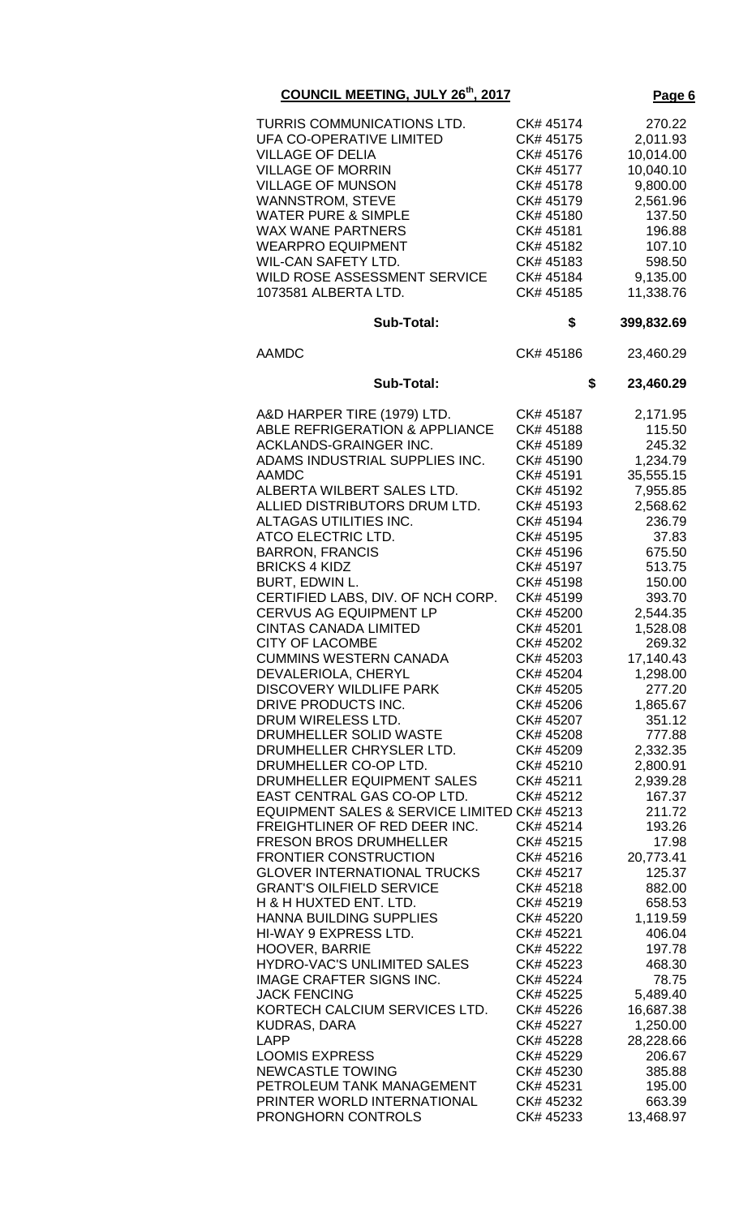**COUNCIL MEETING, JULY 26th, 2017**

| | | |
|---|---|---|
| TURRIS COMMUNICATIONS LTD. | CK# 45174 | 270.22 |
| UFA CO-OPERATIVE LIMITED | CK# 45175 | 2,011.93 |
| VILLAGE OF DELIA | CK# 45176 | 10,014.00 |
| VILLAGE OF MORRIN | CK# 45177 | 10,040.10 |
| VILLAGE OF MUNSON | CK# 45178 | 9,800.00 |
| WANNSTROM, STEVE | CK# 45179 | 2,561.96 |
| WATER PURE & SIMPLE | CK# 45180 | 137.50 |
| WAX WANE PARTNERS | CK# 45181 | 196.88 |
| WEARPRO EQUIPMENT | CK# 45182 | 107.10 |
| WIL-CAN SAFETY LTD. | CK# 45183 | 598.50 |
| WILD ROSE ASSESSMENT SERVICE | CK# 45184 | 9,135.00 |
| 1073581 ALBERTA LTD. | CK# 45185 | 11,338.76 |
| **Sub-Total:** | **$** | **399,832.69** |
| AAMDC | CK# 45186 | 23,460.29 |
| **Sub-Total:** | **$** | **23,460.29** |
| A&D HARPER TIRE (1979) LTD. | CK# 45187 | 2,171.95 |
| ABLE REFRIGERATION & APPLIANCE | CK# 45188 | 115.50 |
| ACKLANDS-GRAINGER INC. | CK# 45189 | 245.32 |
| ADAMS INDUSTRIAL SUPPLIES INC. | CK# 45190 | 1,234.79 |
| AAMDC | CK# 45191 | 35,555.15 |
| ALBERTA WILBERT SALES LTD. | CK# 45192 | 7,955.85 |
| ALLIED DISTRIBUTORS DRUM LTD. | CK# 45193 | 2,568.62 |
| ALTAGAS UTILITIES INC. | CK# 45194 | 236.79 |
| ATCO ELECTRIC LTD. | CK# 45195 | 37.83 |
| BARRON, FRANCIS | CK# 45196 | 675.50 |
| BRICKS 4 KIDZ | CK# 45197 | 513.75 |
| BURT, EDWIN L. | CK# 45198 | 150.00 |
| CERTIFIED LABS, DIV. OF NCH CORP. | CK# 45199 | 393.70 |
| CERVUS AG EQUIPMENT LP | CK# 45200 | 2,544.35 |
| CINTAS CANADA LIMITED | CK# 45201 | 1,528.08 |
| CITY OF LACOMBE | CK# 45202 | 269.32 |
| CUMMINS WESTERN CANADA | CK# 45203 | 17,140.43 |
| DEVALERIOLA, CHERYL | CK# 45204 | 1,298.00 |
| DISCOVERY WILDLIFE PARK | CK# 45205 | 277.20 |
| DRIVE PRODUCTS INC. | CK# 45206 | 1,865.67 |
| DRUM WIRELESS LTD. | CK# 45207 | 351.12 |
| DRUMHELLER SOLID WASTE | CK# 45208 | 777.88 |
| DRUMHELLER CHRYSLER LTD. | CK# 45209 | 2,332.35 |
| DRUMHELLER CO-OP LTD. | CK# 45210 | 2,800.91 |
| DRUMHELLER EQUIPMENT SALES | CK# 45211 | 2,939.28 |
| EAST CENTRAL GAS CO-OP LTD. | CK# 45212 | 167.37 |
| EQUIPMENT SALES & SERVICE LIMITED | CK# 45213 | 211.72 |
| FREIGHTLINER OF RED DEER INC. | CK# 45214 | 193.26 |
| FRESON BROS DRUMHELLER | CK# 45215 | 17.98 |
| FRONTIER CONSTRUCTION | CK# 45216 | 20,773.41 |
| GLOVER INTERNATIONAL TRUCKS | CK# 45217 | 125.37 |
| GRANT'S OILFIELD SERVICE | CK# 45218 | 882.00 |
| H & H HUXTED ENT. LTD. | CK# 45219 | 658.53 |
| HANNA BUILDING SUPPLIES | CK# 45220 | 1,119.59 |
| HI-WAY 9 EXPRESS LTD. | CK# 45221 | 406.04 |
| HOOVER, BARRIE | CK# 45222 | 197.78 |
| HYDRO-VAC'S UNLIMITED SALES | CK# 45223 | 468.30 |
| IMAGE CRAFTER SIGNS INC. | CK# 45224 | 78.75 |
| JACK FENCING | CK# 45225 | 5,489.40 |
| KORTECH CALCIUM SERVICES LTD. | CK# 45226 | 16,687.38 |
| KUDRAS, DARA | CK# 45227 | 1,250.00 |
| LAPP | CK# 45228 | 28,228.66 |
| LOOMIS EXPRESS | CK# 45229 | 206.67 |
| NEWCASTLE TOWING | CK# 45230 | 385.88 |
| PETROLEUM TANK MANAGEMENT | CK# 45231 | 195.00 |
| PRINTER WORLD INTERNATIONAL | CK# 45232 | 663.39 |
| PRONGHORN CONTROLS | CK# 45233 | 13,468.97 |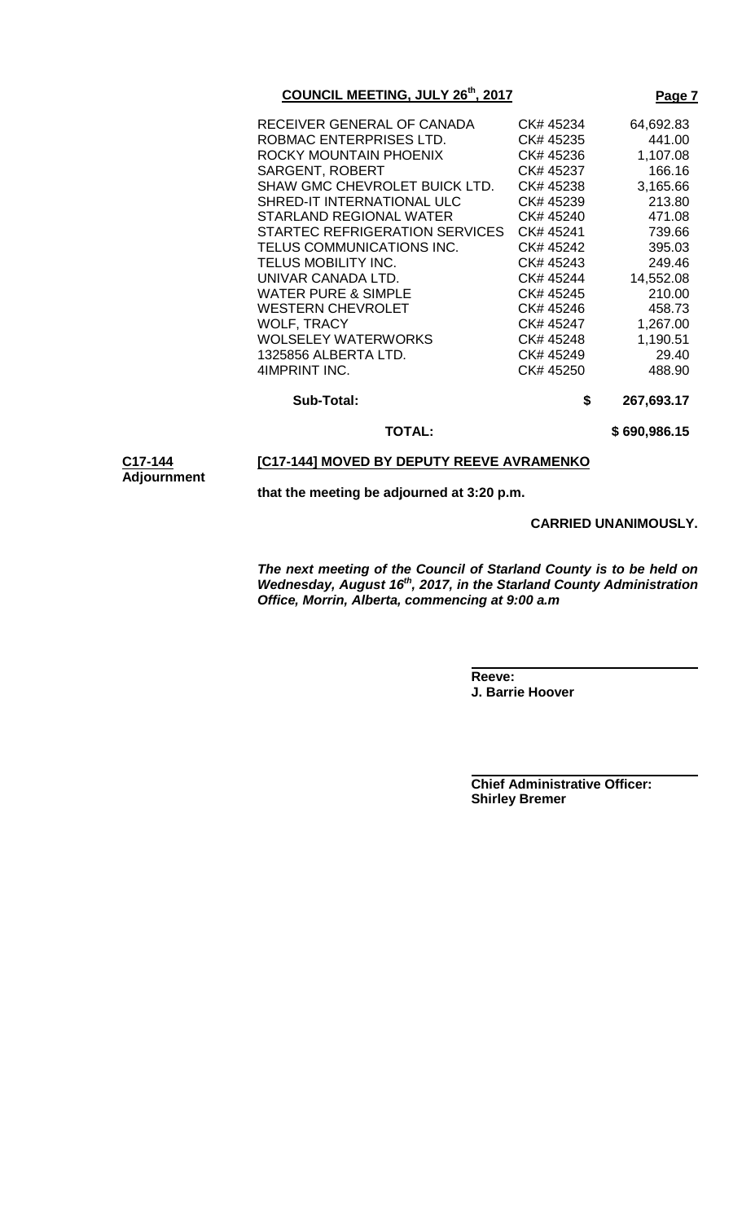| | | |
|---|---|---|
| RECEIVER GENERAL OF CANADA | CK# 45234 | 64,692.83 |
| ROBMAC ENTERPRISES LTD. | CK# 45235 | 441.00 |
| ROCKY MOUNTAIN PHOENIX | CK# 45236 | 1,107.08 |
| SARGENT, ROBERT | CK# 45237 | 166.16 |
| SHAW GMC CHEVROLET BUICK LTD. | CK# 45238 | 3,165.66 |
| SHRED-IT INTERNATIONAL ULC | CK# 45239 | 213.80 |
| STARLAND REGIONAL WATER | CK# 45240 | 471.08 |
| STARTEC REFRIGERATION SERVICES | CK# 45241 | 739.66 |
| TELUS COMMUNICATIONS INC. | CK# 45242 | 395.03 |
| TELUS MOBILITY INC. | CK# 45243 | 249.46 |
| UNIVAR CANADA LTD. | CK# 45244 | 14,552.08 |
| WATER PURE & SIMPLE | CK# 45245 | 210.00 |
| WESTERN CHEVROLET | CK# 45246 | 458.73 |
| WOLF, TRACY | CK# 45247 | 1,267.00 |
| WOLSELEY WATERWORKS | CK# 45248 | 1,190.51 |
| 1325856 ALBERTA LTD. | CK# 45249 | 29.40 |
| 4IMPRINT INC. | CK# 45250 | 488.90 |
| **Sub-Total:** | **$** | **267,693.17** |
| **TOTAL:** | | **$ 690,986.15** |

**C17-144**
**Adjournment**

**[C17-144] MOVED BY DEPUTY REEVE AVRAMENKO**

**that the meeting be adjourned at 3:20 p.m.**

**CARRIED UNANIMOUSLY.**

***The next meeting of the Council of Starland County is to be held on Wednesday, August 16th, 2017, in the Starland County Administration Office, Morrin, Alberta, commencing at 9:00 a.m***

**Reeve:**
**J. Barrie Hoover**

**Chief Administrative Officer:**
**Shirley Bremer**